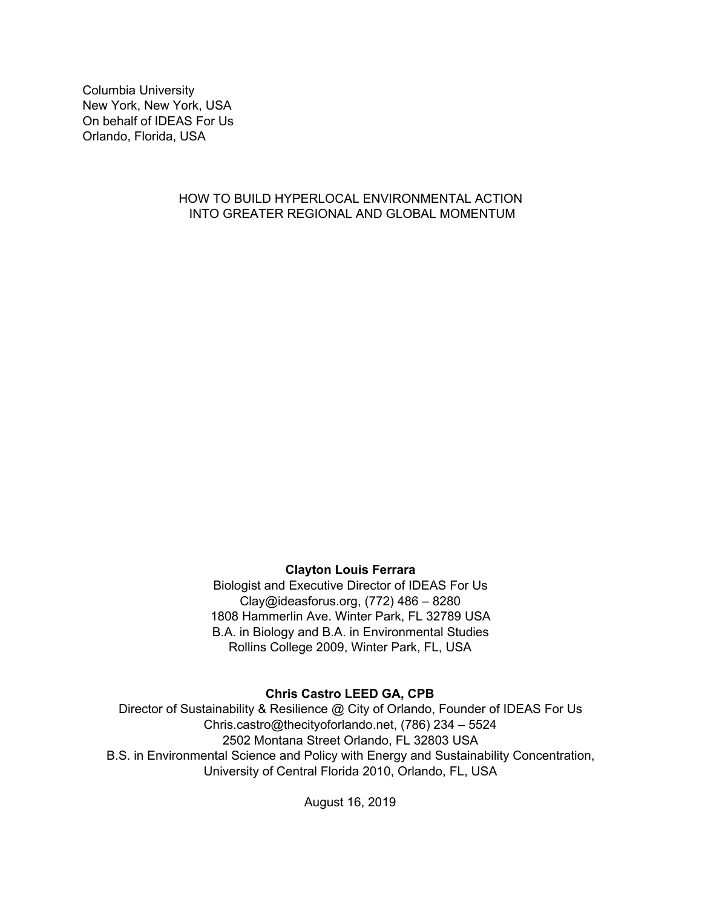Columbia University
New York, New York, USA
On behalf of IDEAS For Us
Orlando, Florida, USA

# HOW TO BUILD HYPERLOCAL ENVIRONMENTAL ACTION INTO GREATER REGIONAL AND GLOBAL MOMENTUM

**Clayton Louis Ferrara**
Biologist and Executive Director of IDEAS For Us
Clay@ideasforus.org, (772) 486 – 8280
1808 Hammerlin Ave. Winter Park, FL 32789 USA
B.A. in Biology and B.A. in Environmental Studies
Rollins College 2009, Winter Park, FL, USA

**Chris Castro LEED GA, CPB**
Director of Sustainability & Resilience @ City of Orlando, Founder of IDEAS For Us
Chris.castro@thecityoforlando.net, (786) 234 – 5524
2502 Montana Street Orlando, FL 32803 USA
B.S. in Environmental Science and Policy with Energy and Sustainability Concentration, University of Central Florida 2010, Orlando, FL, USA

August 16, 2019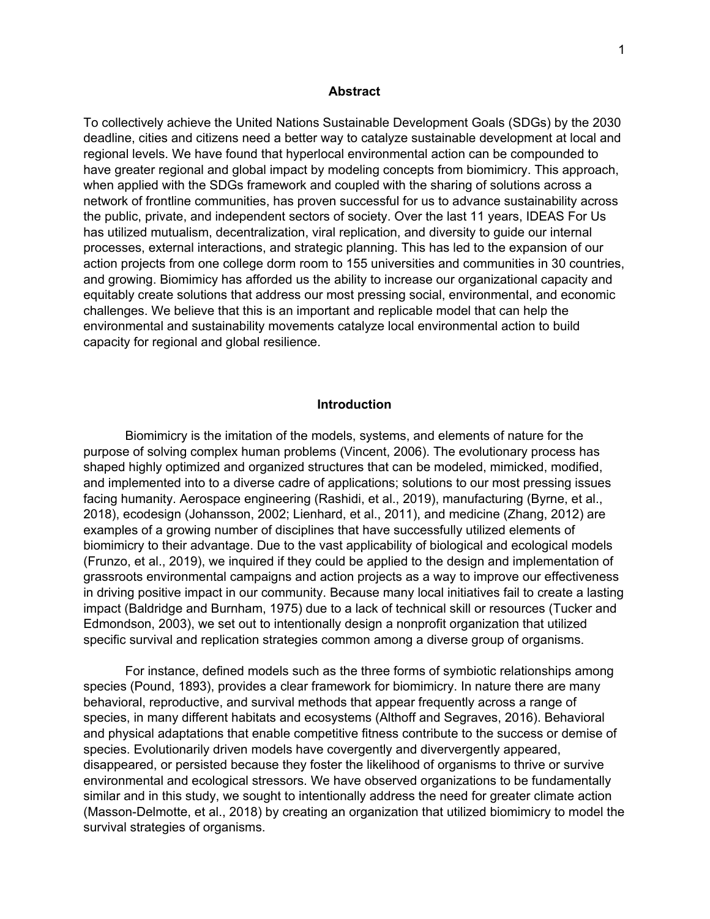## Abstract

To collectively achieve the United Nations Sustainable Development Goals (SDGs) by the 2030 deadline, cities and citizens need a better way to catalyze sustainable development at local and regional levels. We have found that hyperlocal environmental action can be compounded to have greater regional and global impact by modeling concepts from biomimicry. This approach, when applied with the SDGs framework and coupled with the sharing of solutions across a network of frontline communities, has proven successful for us to advance sustainability across the public, private, and independent sectors of society. Over the last 11 years, IDEAS For Us has utilized mutualism, decentralization, viral replication, and diversity to guide our internal processes, external interactions, and strategic planning. This has led to the expansion of our action projects from one college dorm room to 155 universities and communities in 30 countries, and growing. Biomimicry has afforded us the ability to increase our organizational capacity and equitably create solutions that address our most pressing social, environmental, and economic challenges. We believe that this is an important and replicable model that can help the environmental and sustainability movements catalyze local environmental action to build capacity for regional and global resilience.

## Introduction

Biomimicry is the imitation of the models, systems, and elements of nature for the purpose of solving complex human problems (Vincent, 2006). The evolutionary process has shaped highly optimized and organized structures that can be modeled, mimicked, modified, and implemented into to a diverse cadre of applications; solutions to our most pressing issues facing humanity. Aerospace engineering (Rashidi, et al., 2019), manufacturing (Byrne, et al., 2018), ecodesign (Johansson, 2002; Lienhard, et al., 2011), and medicine (Zhang, 2012) are examples of a growing number of disciplines that have successfully utilized elements of biomimicry to their advantage. Due to the vast applicability of biological and ecological models (Frunzo, et al., 2019), we inquired if they could be applied to the design and implementation of grassroots environmental campaigns and action projects as a way to improve our effectiveness in driving positive impact in our community. Because many local initiatives fail to create a lasting impact (Baldridge and Burnham, 1975) due to a lack of technical skill or resources (Tucker and Edmondson, 2003), we set out to intentionally design a nonprofit organization that utilized specific survival and replication strategies common among a diverse group of organisms.

For instance, defined models such as the three forms of symbiotic relationships among species (Pound, 1893), provides a clear framework for biomimicry. In nature there are many behavioral, reproductive, and survival methods that appear frequently across a range of species, in many different habitats and ecosystems (Althoff and Segraves, 2016). Behavioral and physical adaptations that enable competitive fitness contribute to the success or demise of species. Evolutionarily driven models have covergently and diververgently appeared, disappeared, or persisted because they foster the likelihood of organisms to thrive or survive environmental and ecological stressors. We have observed organizations to be fundamentally similar and in this study, we sought to intentionally address the need for greater climate action (Masson-Delmotte, et al., 2018) by creating an organization that utilized biomimicry to model the survival strategies of organisms.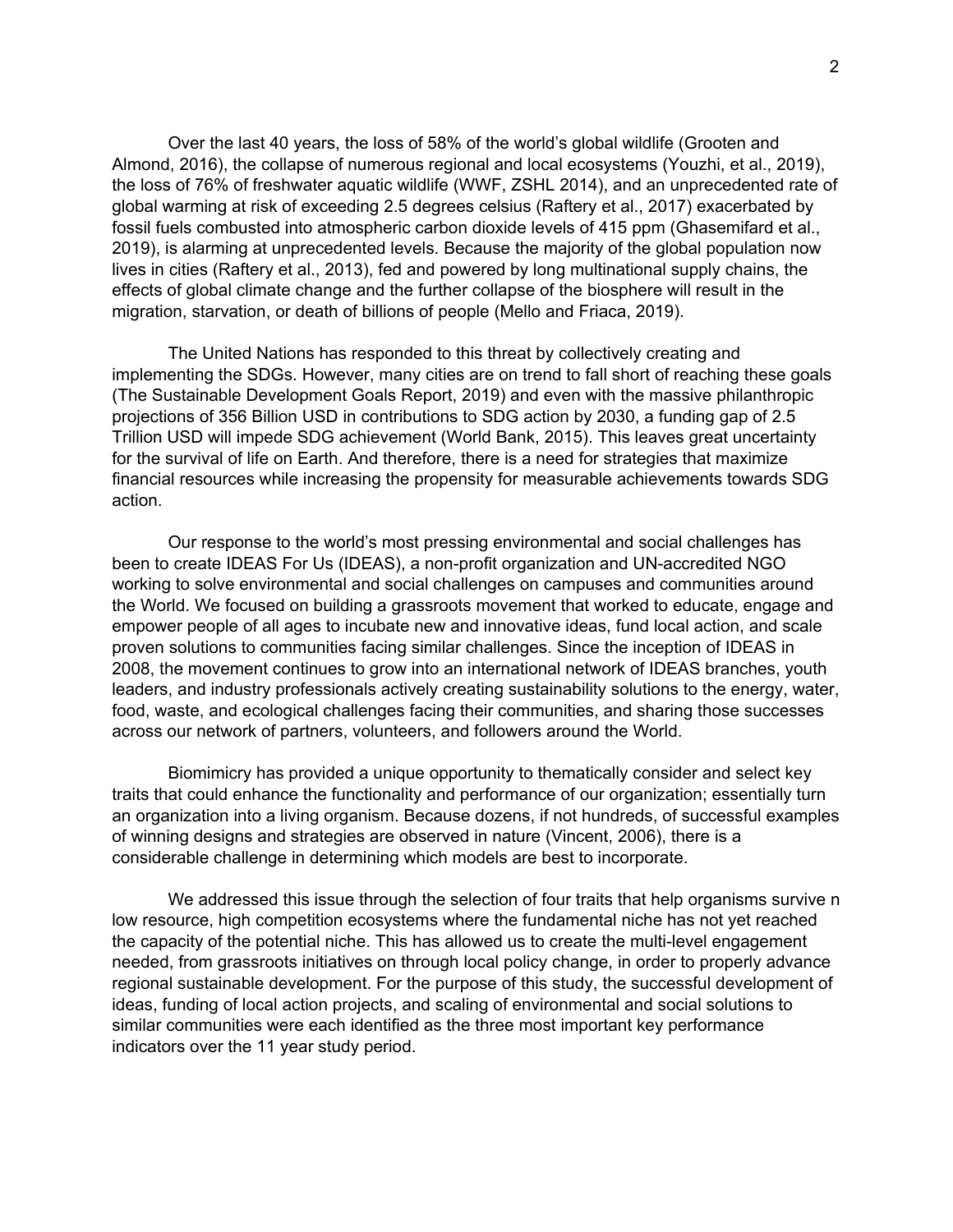Over the last 40 years, the loss of 58% of the world's global wildlife (Grooten and Almond, 2016), the collapse of numerous regional and local ecosystems (Youzhi, et al., 2019), the loss of 76% of freshwater aquatic wildlife (WWF, ZSHL 2014), and an unprecedented rate of global warming at risk of exceeding 2.5 degrees celsius (Raftery et al., 2017) exacerbated by fossil fuels combusted into atmospheric carbon dioxide levels of 415 ppm (Ghasemifard et al., 2019), is alarming at unprecedented levels. Because the majority of the global population now lives in cities (Raftery et al., 2013), fed and powered by long multinational supply chains, the effects of global climate change and the further collapse of the biosphere will result in the migration, starvation, or death of billions of people (Mello and Friaca, 2019).

The United Nations has responded to this threat by collectively creating and implementing the SDGs. However, many cities are on trend to fall short of reaching these goals (The Sustainable Development Goals Report, 2019) and even with the massive philanthropic projections of 356 Billion USD in contributions to SDG action by 2030, a funding gap of 2.5 Trillion USD will impede SDG achievement (World Bank, 2015). This leaves great uncertainty for the survival of life on Earth. And therefore, there is a need for strategies that maximize financial resources while increasing the propensity for measurable achievements towards SDG action.

Our response to the world's most pressing environmental and social challenges has been to create IDEAS For Us (IDEAS), a non-profit organization and UN-accredited NGO working to solve environmental and social challenges on campuses and communities around the World. We focused on building a grassroots movement that worked to educate, engage and empower people of all ages to incubate new and innovative ideas, fund local action, and scale proven solutions to communities facing similar challenges. Since the inception of IDEAS in 2008, the movement continues to grow into an international network of IDEAS branches, youth leaders, and industry professionals actively creating sustainability solutions to the energy, water, food, waste, and ecological challenges facing their communities, and sharing those successes across our network of partners, volunteers, and followers around the World.

Biomimicry has provided a unique opportunity to thematically consider and select key traits that could enhance the functionality and performance of our organization; essentially turn an organization into a living organism. Because dozens, if not hundreds, of successful examples of winning designs and strategies are observed in nature (Vincent, 2006), there is a considerable challenge in determining which models are best to incorporate.

We addressed this issue through the selection of four traits that help organisms survive n low resource, high competition ecosystems where the fundamental niche has not yet reached the capacity of the potential niche. This has allowed us to create the multi-level engagement needed, from grassroots initiatives on through local policy change, in order to properly advance regional sustainable development. For the purpose of this study, the successful development of ideas, funding of local action projects, and scaling of environmental and social solutions to similar communities were each identified as the three most important key performance indicators over the 11 year study period.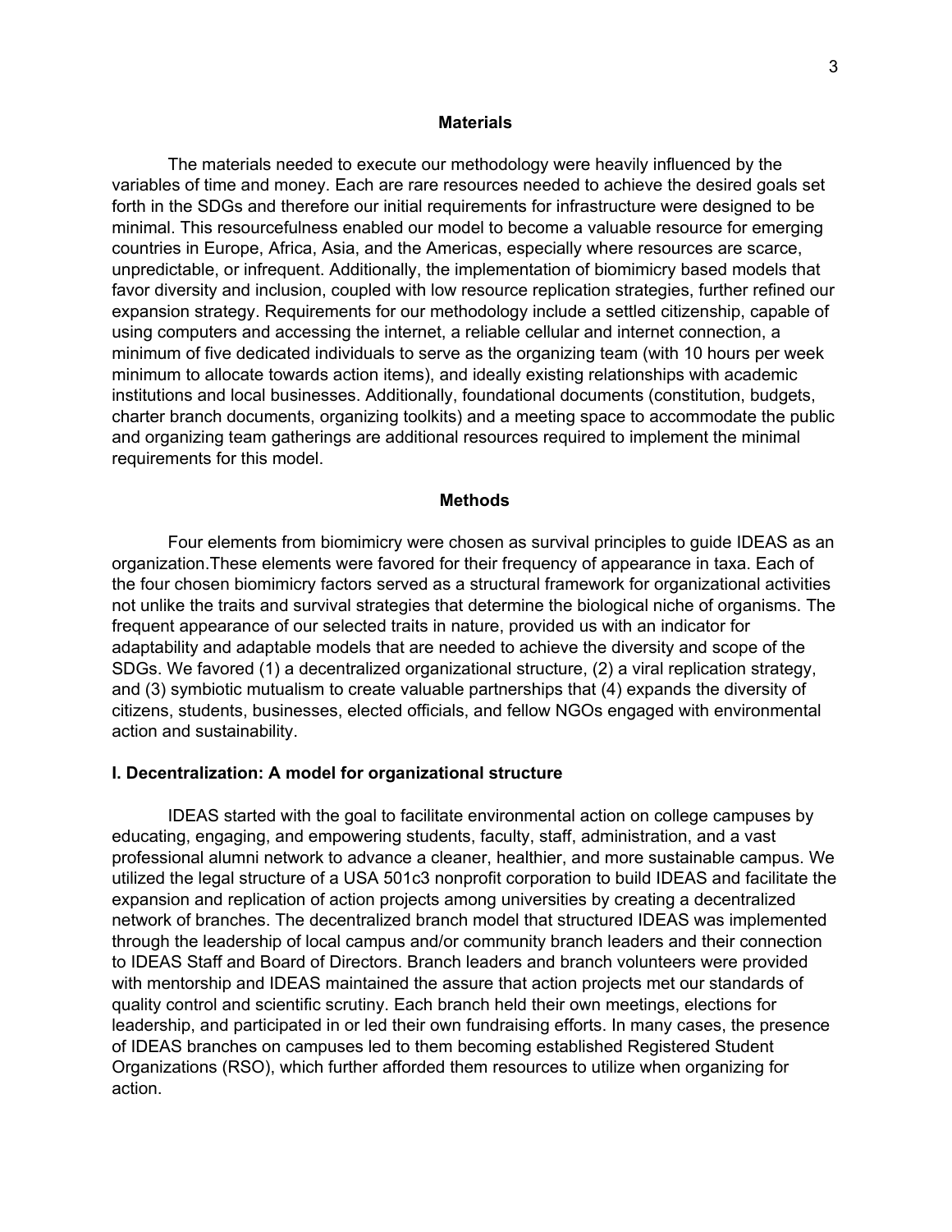## Materials

The materials needed to execute our methodology were heavily influenced by the variables of time and money. Each are rare resources needed to achieve the desired goals set forth in the SDGs and therefore our initial requirements for infrastructure were designed to be minimal. This resourcefulness enabled our model to become a valuable resource for emerging countries in Europe, Africa, Asia, and the Americas, especially where resources are scarce, unpredictable, or infrequent. Additionally, the implementation of biomimicry based models that favor diversity and inclusion, coupled with low resource replication strategies, further refined our expansion strategy. Requirements for our methodology include a settled citizenship, capable of using computers and accessing the internet, a reliable cellular and internet connection, a minimum of five dedicated individuals to serve as the organizing team (with 10 hours per week minimum to allocate towards action items), and ideally existing relationships with academic institutions and local businesses. Additionally, foundational documents (constitution, budgets, charter branch documents, organizing toolkits) and a meeting space to accommodate the public and organizing team gatherings are additional resources required to implement the minimal requirements for this model.

## Methods

Four elements from biomimicry were chosen as survival principles to guide IDEAS as an organization.These elements were favored for their frequency of appearance in taxa. Each of the four chosen biomimicry factors served as a structural framework for organizational activities not unlike the traits and survival strategies that determine the biological niche of organisms. The frequent appearance of our selected traits in nature, provided us with an indicator for adaptability and adaptable models that are needed to achieve the diversity and scope of the SDGs. We favored (1) a decentralized organizational structure, (2) a viral replication strategy, and (3) symbiotic mutualism to create valuable partnerships that (4) expands the diversity of citizens, students, businesses, elected officials, and fellow NGOs engaged with environmental action and sustainability.

### I. Decentralization: A model for organizational structure

IDEAS started with the goal to facilitate environmental action on college campuses by educating, engaging, and empowering students, faculty, staff, administration, and a vast professional alumni network to advance a cleaner, healthier, and more sustainable campus. We utilized the legal structure of a USA 501c3 nonprofit corporation to build IDEAS and facilitate the expansion and replication of action projects among universities by creating a decentralized network of branches. The decentralized branch model that structured IDEAS was implemented through the leadership of local campus and/or community branch leaders and their connection to IDEAS Staff and Board of Directors. Branch leaders and branch volunteers were provided with mentorship and IDEAS maintained the assure that action projects met our standards of quality control and scientific scrutiny. Each branch held their own meetings, elections for leadership, and participated in or led their own fundraising efforts. In many cases, the presence of IDEAS branches on campuses led to them becoming established Registered Student Organizations (RSO), which further afforded them resources to utilize when organizing for action.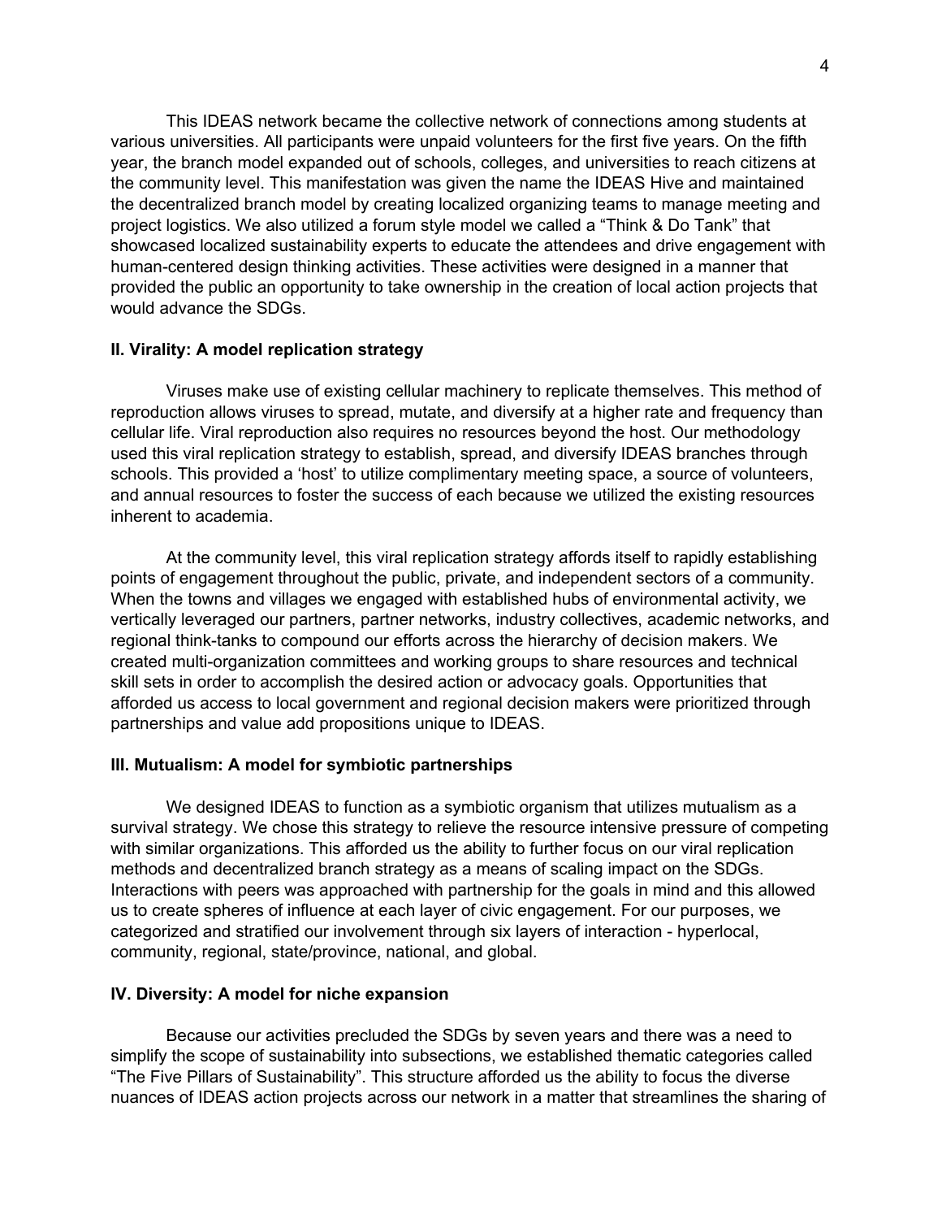This IDEAS network became the collective network of connections among students at various universities. All participants were unpaid volunteers for the first five years. On the fifth year, the branch model expanded out of schools, colleges, and universities to reach citizens at the community level. This manifestation was given the name the IDEAS Hive and maintained the decentralized branch model by creating localized organizing teams to manage meeting and project logistics. We also utilized a forum style model we called a "Think & Do Tank" that showcased localized sustainability experts to educate the attendees and drive engagement with human-centered design thinking activities. These activities were designed in a manner that provided the public an opportunity to take ownership in the creation of local action projects that would advance the SDGs.

### II. Virality: A model replication strategy

Viruses make use of existing cellular machinery to replicate themselves. This method of reproduction allows viruses to spread, mutate, and diversify at a higher rate and frequency than cellular life. Viral reproduction also requires no resources beyond the host. Our methodology used this viral replication strategy to establish, spread, and diversify IDEAS branches through schools. This provided a 'host' to utilize complimentary meeting space, a source of volunteers, and annual resources to foster the success of each because we utilized the existing resources inherent to academia.

At the community level, this viral replication strategy affords itself to rapidly establishing points of engagement throughout the public, private, and independent sectors of a community. When the towns and villages we engaged with established hubs of environmental activity, we vertically leveraged our partners, partner networks, industry collectives, academic networks, and regional think-tanks to compound our efforts across the hierarchy of decision makers. We created multi-organization committees and working groups to share resources and technical skill sets in order to accomplish the desired action or advocacy goals. Opportunities that afforded us access to local government and regional decision makers were prioritized through partnerships and value add propositions unique to IDEAS.

### III. Mutualism: A model for symbiotic partnerships

We designed IDEAS to function as a symbiotic organism that utilizes mutualism as a survival strategy. We chose this strategy to relieve the resource intensive pressure of competing with similar organizations. This afforded us the ability to further focus on our viral replication methods and decentralized branch strategy as a means of scaling impact on the SDGs. Interactions with peers was approached with partnership for the goals in mind and this allowed us to create spheres of influence at each layer of civic engagement. For our purposes, we categorized and stratified our involvement through six layers of interaction - hyperlocal, community, regional, state/province, national, and global.

### IV. Diversity: A model for niche expansion

Because our activities precluded the SDGs by seven years and there was a need to simplify the scope of sustainability into subsections, we established thematic categories called "The Five Pillars of Sustainability". This structure afforded us the ability to focus the diverse nuances of IDEAS action projects across our network in a matter that streamlines the sharing of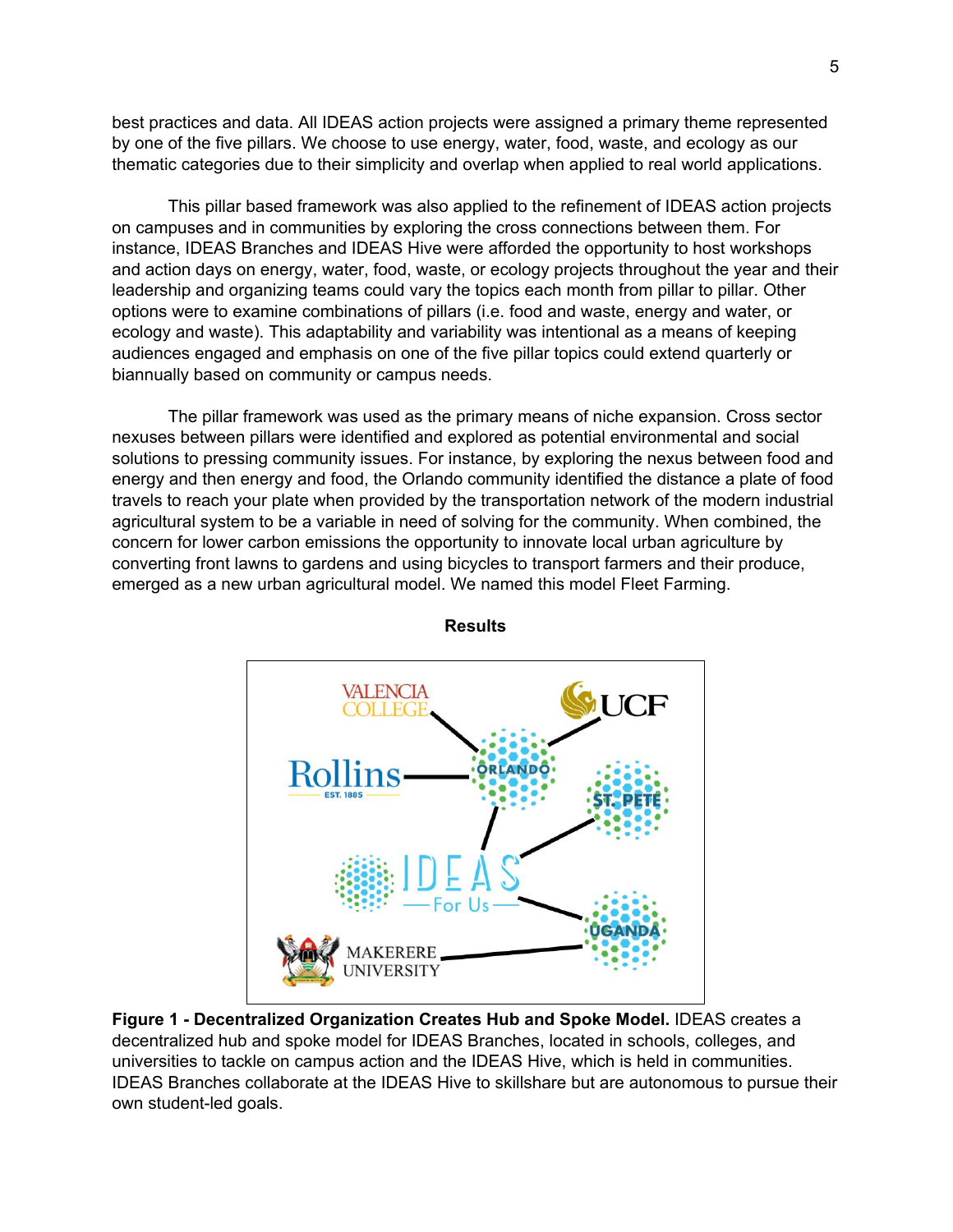best practices and data. All IDEAS action projects were assigned a primary theme represented by one of the five pillars. We choose to use energy, water, food, waste, and ecology as our thematic categories due to their simplicity and overlap when applied to real world applications.

This pillar based framework was also applied to the refinement of IDEAS action projects on campuses and in communities by exploring the cross connections between them. For instance, IDEAS Branches and IDEAS Hive were afforded the opportunity to host workshops and action days on energy, water, food, waste, or ecology projects throughout the year and their leadership and organizing teams could vary the topics each month from pillar to pillar. Other options were to examine combinations of pillars (i.e. food and waste, energy and water, or ecology and waste). This adaptability and variability was intentional as a means of keeping audiences engaged and emphasis on one of the five pillar topics could extend quarterly or biannually based on community or campus needs.

The pillar framework was used as the primary means of niche expansion. Cross sector nexuses between pillars were identified and explored as potential environmental and social solutions to pressing community issues. For instance, by exploring the nexus between food and energy and then energy and food, the Orlando community identified the distance a plate of food travels to reach your plate when provided by the transportation network of the modern industrial agricultural system to be a variable in need of solving for the community. When combined, the concern for lower carbon emissions the opportunity to innovate local urban agriculture by converting front lawns to gardens and using bicycles to transport farmers and their produce, emerged as a new urban agricultural model. We named this model Fleet Farming.

## Results

**Figure 1 - Decentralized Organization Creates Hub and Spoke Model.** IDEAS creates a decentralized hub and spoke model for IDEAS Branches, located in schools, colleges, and universities to tackle on campus action and the IDEAS Hive, which is held in communities. IDEAS Branches collaborate at the IDEAS Hive to skillshare but are autonomous to pursue their own student-led goals.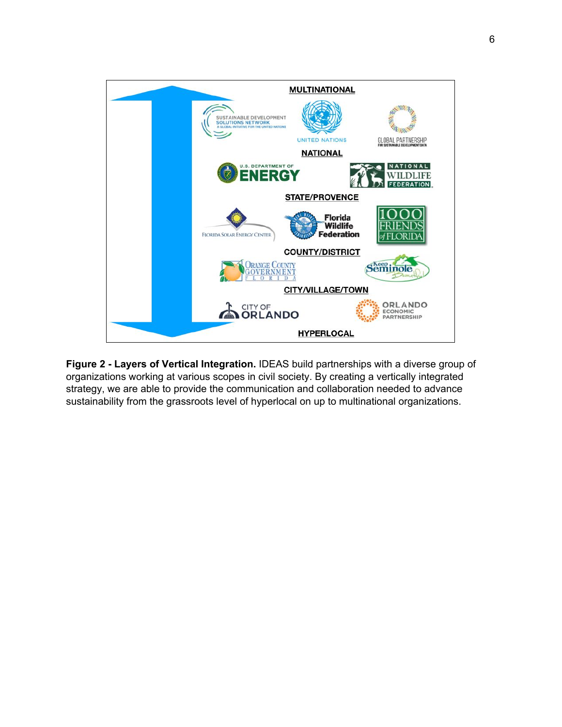**MULTINATIONAL**

SUSTAINABLE DEVELOPMENT SOLUTIONS NETWORK — A GLOBAL INITIATIVE FOR THE UNITED NATIONS

UNITED NATIONS

GLOBAL PARTNERSHIP FOR SUSTAINABLE DEVELOPMENT DATA

**NATIONAL**

U.S. DEPARTMENT OF ENERGY

NATIONAL WILDLIFE FEDERATION

**STATE/PROVENCE**

FLORIDA SOLAR ENERGY CENTER

Florida Wildlife Federation

1000 FRIENDS of FLORIDA

**COUNTY/DISTRICT**

ORANGE COUNTY GOVERNMENT FLORIDA

Keep Seminole Beautiful

**CITY/VILLAGE/TOWN**

CITY OF ORLANDO

ORLANDO ECONOMIC PARTNERSHIP

**HYPERLOCAL**

**Figure 2 - Layers of Vertical Integration.** IDEAS build partnerships with a diverse group of organizations working at various scopes in civil society. By creating a vertically integrated strategy, we are able to provide the communication and collaboration needed to advance sustainability from the grassroots level of hyperlocal on up to multinational organizations.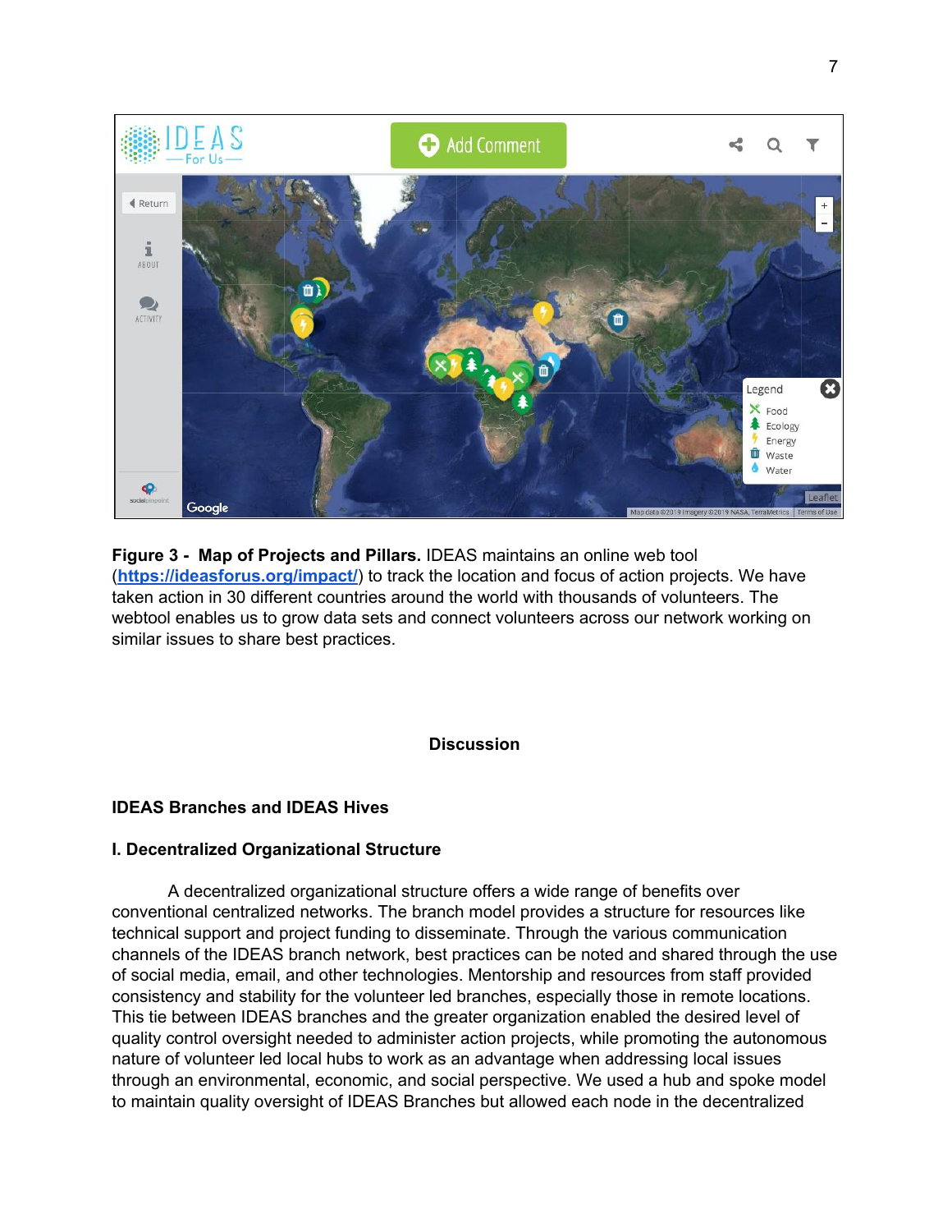**Figure 3 - Map of Projects and Pillars.** IDEAS maintains an online web tool (**https://ideasforus.org/impact/**) to track the location and focus of action projects. We have taken action in 30 different countries around the world with thousands of volunteers. The webtool enables us to grow data sets and connect volunteers across our network working on similar issues to share best practices.

## Discussion

### IDEAS Branches and IDEAS Hives

### I. Decentralized Organizational Structure

A decentralized organizational structure offers a wide range of benefits over conventional centralized networks. The branch model provides a structure for resources like technical support and project funding to disseminate. Through the various communication channels of the IDEAS branch network, best practices can be noted and shared through the use of social media, email, and other technologies. Mentorship and resources from staff provided consistency and stability for the volunteer led branches, especially those in remote locations. This tie between IDEAS branches and the greater organization enabled the desired level of quality control oversight needed to administer action projects, while promoting the autonomous nature of volunteer led local hubs to work as an advantage when addressing local issues through an environmental, economic, and social perspective. We used a hub and spoke model to maintain quality oversight of IDEAS Branches but allowed each node in the decentralized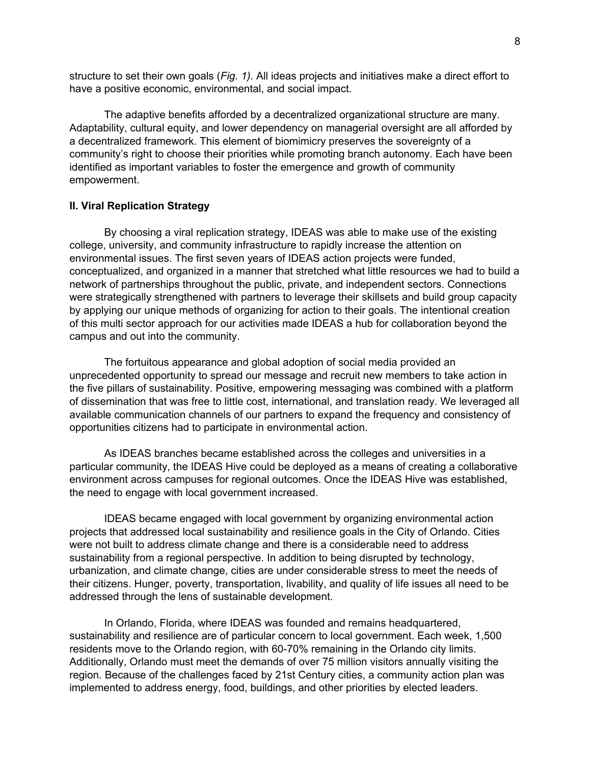structure to set their own goals (*Fig. 1).* All ideas projects and initiatives make a direct effort to have a positive economic, environmental, and social impact.

The adaptive benefits afforded by a decentralized organizational structure are many. Adaptability, cultural equity, and lower dependency on managerial oversight are all afforded by a decentralized framework. This element of biomimicry preserves the sovereignty of a community's right to choose their priorities while promoting branch autonomy. Each have been identified as important variables to foster the emergence and growth of community empowerment.

**II. Viral Replication Strategy**

By choosing a viral replication strategy, IDEAS was able to make use of the existing college, university, and community infrastructure to rapidly increase the attention on environmental issues. The first seven years of IDEAS action projects were funded, conceptualized, and organized in a manner that stretched what little resources we had to build a network of partnerships throughout the public, private, and independent sectors. Connections were strategically strengthened with partners to leverage their skillsets and build group capacity by applying our unique methods of organizing for action to their goals. The intentional creation of this multi sector approach for our activities made IDEAS a hub for collaboration beyond the campus and out into the community.

The fortuitous appearance and global adoption of social media provided an unprecedented opportunity to spread our message and recruit new members to take action in the five pillars of sustainability. Positive, empowering messaging was combined with a platform of dissemination that was free to little cost, international, and translation ready. We leveraged all available communication channels of our partners to expand the frequency and consistency of opportunities citizens had to participate in environmental action.

As IDEAS branches became established across the colleges and universities in a particular community, the IDEAS Hive could be deployed as a means of creating a collaborative environment across campuses for regional outcomes. Once the IDEAS Hive was established, the need to engage with local government increased.

IDEAS became engaged with local government by organizing environmental action projects that addressed local sustainability and resilience goals in the City of Orlando. Cities were not built to address climate change and there is a considerable need to address sustainability from a regional perspective. In addition to being disrupted by technology, urbanization, and climate change, cities are under considerable stress to meet the needs of their citizens. Hunger, poverty, transportation, livability, and quality of life issues all need to be addressed through the lens of sustainable development.

In Orlando, Florida, where IDEAS was founded and remains headquartered, sustainability and resilience are of particular concern to local government. Each week, 1,500 residents move to the Orlando region, with 60-70% remaining in the Orlando city limits. Additionally, Orlando must meet the demands of over 75 million visitors annually visiting the region. Because of the challenges faced by 21st Century cities, a community action plan was implemented to address energy, food, buildings, and other priorities by elected leaders.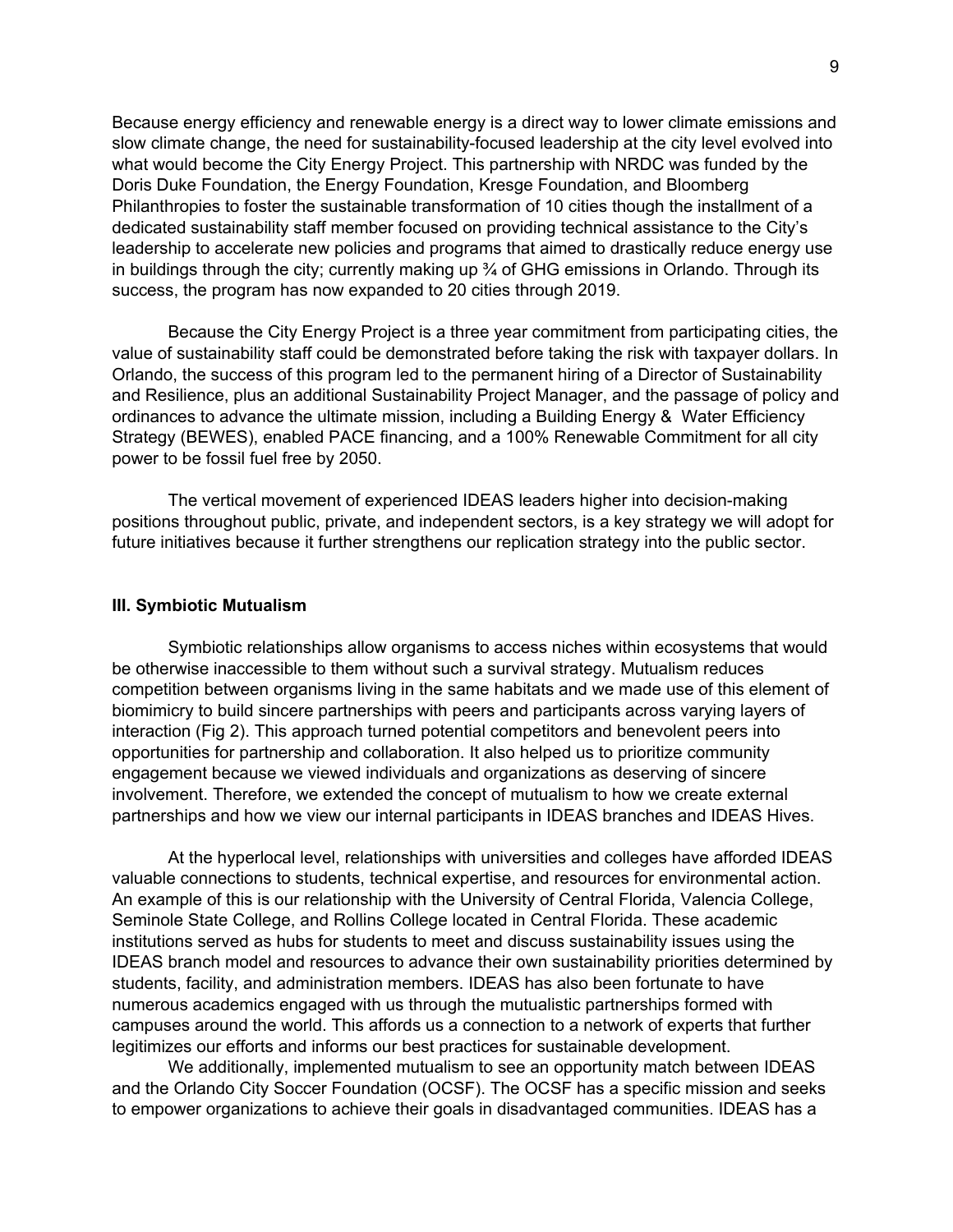Because energy efficiency and renewable energy is a direct way to lower climate emissions and slow climate change, the need for sustainability-focused leadership at the city level evolved into what would become the City Energy Project. This partnership with NRDC was funded by the Doris Duke Foundation, the Energy Foundation, Kresge Foundation, and Bloomberg Philanthropies to foster the sustainable transformation of 10 cities though the installment of a dedicated sustainability staff member focused on providing technical assistance to the City's leadership to accelerate new policies and programs that aimed to drastically reduce energy use in buildings through the city; currently making up ¾ of GHG emissions in Orlando. Through its success, the program has now expanded to 20 cities through 2019.

Because the City Energy Project is a three year commitment from participating cities, the value of sustainability staff could be demonstrated before taking the risk with taxpayer dollars. In Orlando, the success of this program led to the permanent hiring of a Director of Sustainability and Resilience, plus an additional Sustainability Project Manager, and the passage of policy and ordinances to advance the ultimate mission, including a Building Energy & Water Efficiency Strategy (BEWES), enabled PACE financing, and a 100% Renewable Commitment for all city power to be fossil fuel free by 2050.

The vertical movement of experienced IDEAS leaders higher into decision-making positions throughout public, private, and independent sectors, is a key strategy we will adopt for future initiatives because it further strengthens our replication strategy into the public sector.

### III. Symbiotic Mutualism

Symbiotic relationships allow organisms to access niches within ecosystems that would be otherwise inaccessible to them without such a survival strategy. Mutualism reduces competition between organisms living in the same habitats and we made use of this element of biomimicry to build sincere partnerships with peers and participants across varying layers of interaction (Fig 2). This approach turned potential competitors and benevolent peers into opportunities for partnership and collaboration. It also helped us to prioritize community engagement because we viewed individuals and organizations as deserving of sincere involvement. Therefore, we extended the concept of mutualism to how we create external partnerships and how we view our internal participants in IDEAS branches and IDEAS Hives.

At the hyperlocal level, relationships with universities and colleges have afforded IDEAS valuable connections to students, technical expertise, and resources for environmental action. An example of this is our relationship with the University of Central Florida, Valencia College, Seminole State College, and Rollins College located in Central Florida. These academic institutions served as hubs for students to meet and discuss sustainability issues using the IDEAS branch model and resources to advance their own sustainability priorities determined by students, facility, and administration members. IDEAS has also been fortunate to have numerous academics engaged with us through the mutualistic partnerships formed with campuses around the world. This affords us a connection to a network of experts that further legitimizes our efforts and informs our best practices for sustainable development.

We additionally, implemented mutualism to see an opportunity match between IDEAS and the Orlando City Soccer Foundation (OCSF). The OCSF has a specific mission and seeks to empower organizations to achieve their goals in disadvantaged communities. IDEAS has a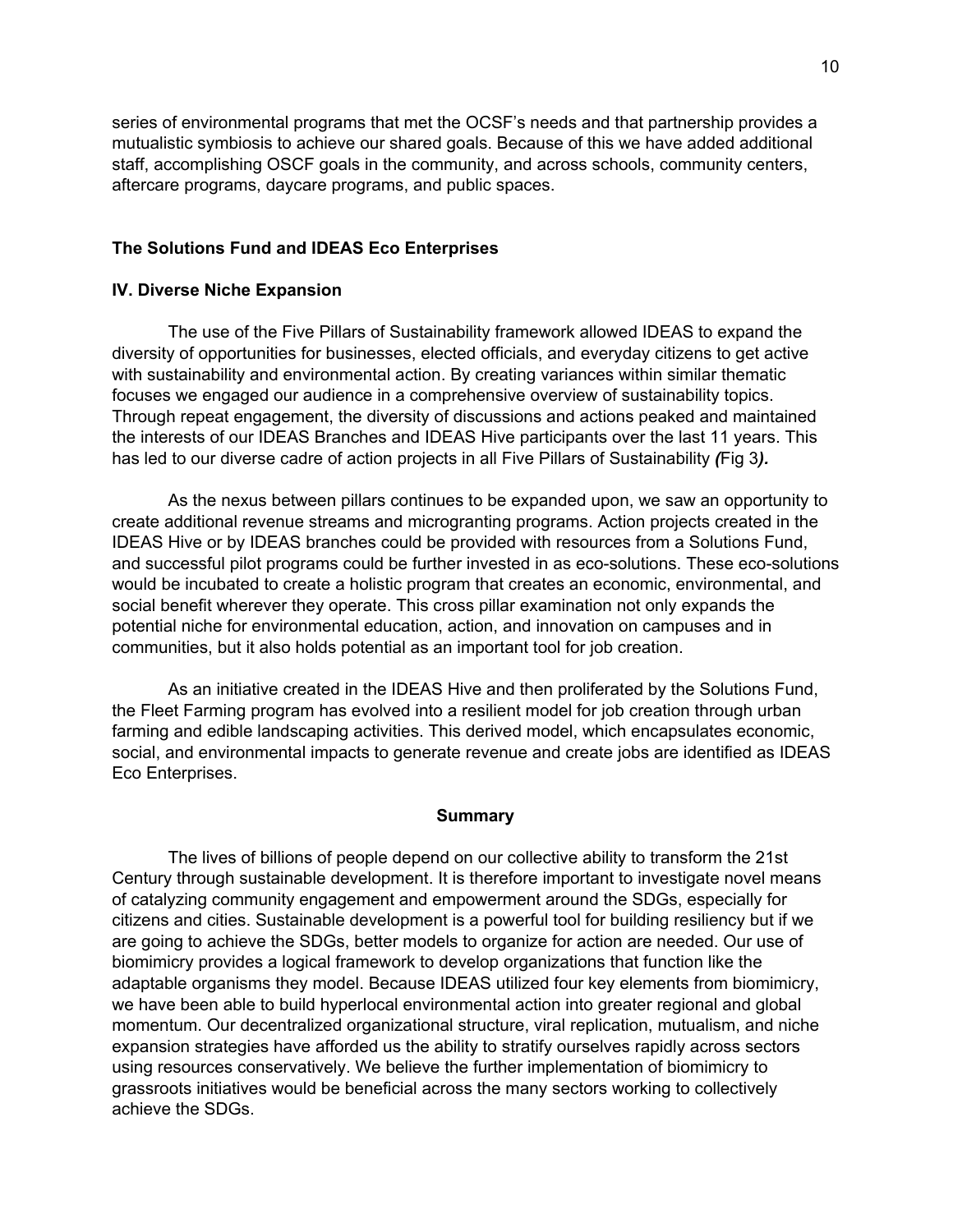series of environmental programs that met the OCSF's needs and that partnership provides a mutualistic symbiosis to achieve our shared goals. Because of this we have added additional staff, accomplishing OSCF goals in the community, and across schools, community centers, aftercare programs, daycare programs, and public spaces.

**The Solutions Fund and IDEAS Eco Enterprises**

**IV. Diverse Niche Expansion**

The use of the Five Pillars of Sustainability framework allowed IDEAS to expand the diversity of opportunities for businesses, elected officials, and everyday citizens to get active with sustainability and environmental action. By creating variances within similar thematic focuses we engaged our audience in a comprehensive overview of sustainability topics. Through repeat engagement, the diversity of discussions and actions peaked and maintained the interests of our IDEAS Branches and IDEAS Hive participants over the last 11 years. This has led to our diverse cadre of action projects in all Five Pillars of Sustainability ***(***Fig 3***).***

As the nexus between pillars continues to be expanded upon, we saw an opportunity to create additional revenue streams and microgranting programs. Action projects created in the IDEAS Hive or by IDEAS branches could be provided with resources from a Solutions Fund, and successful pilot programs could be further invested in as eco-solutions. These eco-solutions would be incubated to create a holistic program that creates an economic, environmental, and social benefit wherever they operate. This cross pillar examination not only expands the potential niche for environmental education, action, and innovation on campuses and in communities, but it also holds potential as an important tool for job creation.

As an initiative created in the IDEAS Hive and then proliferated by the Solutions Fund, the Fleet Farming program has evolved into a resilient model for job creation through urban farming and edible landscaping activities. This derived model, which encapsulates economic, social, and environmental impacts to generate revenue and create jobs are identified as IDEAS Eco Enterprises.

## Summary

The lives of billions of people depend on our collective ability to transform the 21st Century through sustainable development. It is therefore important to investigate novel means of catalyzing community engagement and empowerment around the SDGs, especially for citizens and cities. Sustainable development is a powerful tool for building resiliency but if we are going to achieve the SDGs, better models to organize for action are needed. Our use of biomimicry provides a logical framework to develop organizations that function like the adaptable organisms they model. Because IDEAS utilized four key elements from biomimicry, we have been able to build hyperlocal environmental action into greater regional and global momentum. Our decentralized organizational structure, viral replication, mutualism, and niche expansion strategies have afforded us the ability to stratify ourselves rapidly across sectors using resources conservatively. We believe the further implementation of biomimicry to grassroots initiatives would be beneficial across the many sectors working to collectively achieve the SDGs.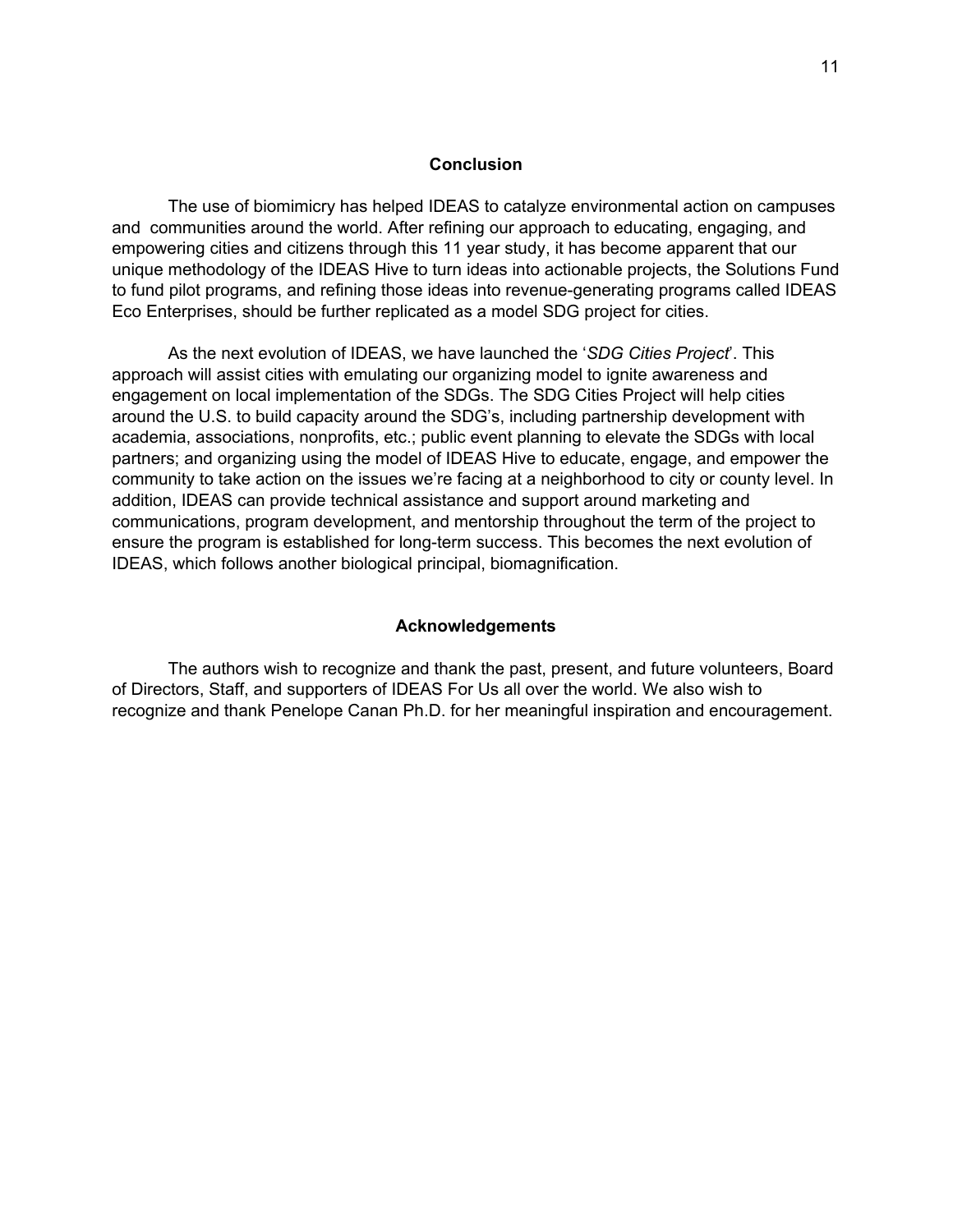## Conclusion

The use of biomimicry has helped IDEAS to catalyze environmental action on campuses and communities around the world. After refining our approach to educating, engaging, and empowering cities and citizens through this 11 year study, it has become apparent that our unique methodology of the IDEAS Hive to turn ideas into actionable projects, the Solutions Fund to fund pilot programs, and refining those ideas into revenue-generating programs called IDEAS Eco Enterprises, should be further replicated as a model SDG project for cities.

As the next evolution of IDEAS, we have launched the '*SDG Cities Project*'. This approach will assist cities with emulating our organizing model to ignite awareness and engagement on local implementation of the SDGs. The SDG Cities Project will help cities around the U.S. to build capacity around the SDG's, including partnership development with academia, associations, nonprofits, etc.; public event planning to elevate the SDGs with local partners; and organizing using the model of IDEAS Hive to educate, engage, and empower the community to take action on the issues we're facing at a neighborhood to city or county level. In addition, IDEAS can provide technical assistance and support around marketing and communications, program development, and mentorship throughout the term of the project to ensure the program is established for long-term success. This becomes the next evolution of IDEAS, which follows another biological principal, biomagnification.

## Acknowledgements

The authors wish to recognize and thank the past, present, and future volunteers, Board of Directors, Staff, and supporters of IDEAS For Us all over the world. We also wish to recognize and thank Penelope Canan Ph.D. for her meaningful inspiration and encouragement.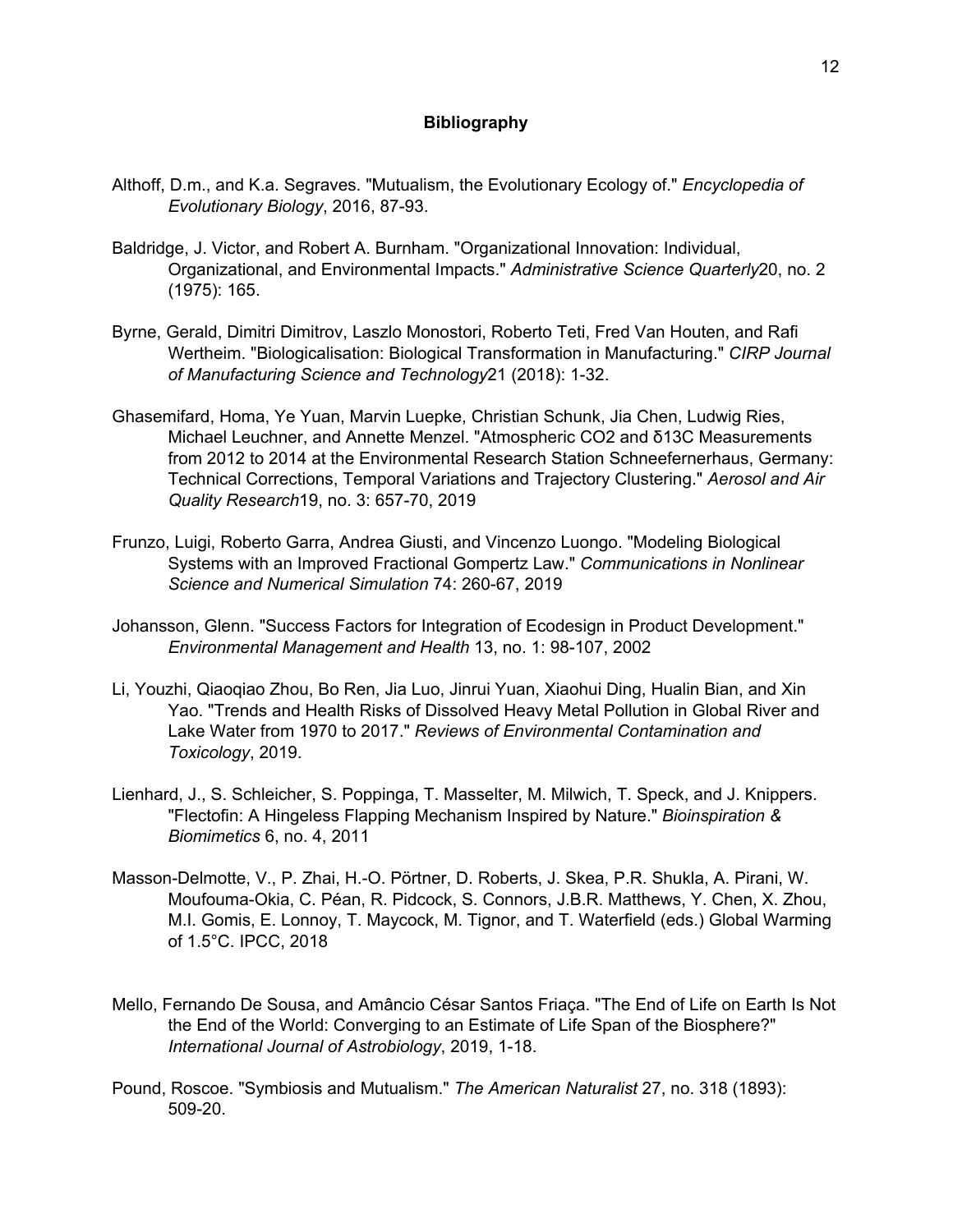## Bibliography

Althoff, D.m., and K.a. Segraves. "Mutualism, the Evolutionary Ecology of." *Encyclopedia of Evolutionary Biology*, 2016, 87-93.

Baldridge, J. Victor, and Robert A. Burnham. "Organizational Innovation: Individual, Organizational, and Environmental Impacts." *Administrative Science Quarterly*20, no. 2 (1975): 165.

Byrne, Gerald, Dimitri Dimitrov, Laszlo Monostori, Roberto Teti, Fred Van Houten, and Rafi Wertheim. "Biologicalisation: Biological Transformation in Manufacturing." *CIRP Journal of Manufacturing Science and Technology*21 (2018): 1-32.

Ghasemifard, Homa, Ye Yuan, Marvin Luepke, Christian Schunk, Jia Chen, Ludwig Ries, Michael Leuchner, and Annette Menzel. "Atmospheric CO2 and δ13C Measurements from 2012 to 2014 at the Environmental Research Station Schneefernerhaus, Germany: Technical Corrections, Temporal Variations and Trajectory Clustering." *Aerosol and Air Quality Research*19, no. 3: 657-70, 2019

Frunzo, Luigi, Roberto Garra, Andrea Giusti, and Vincenzo Luongo. "Modeling Biological Systems with an Improved Fractional Gompertz Law." *Communications in Nonlinear Science and Numerical Simulation* 74: 260-67, 2019

Johansson, Glenn. "Success Factors for Integration of Ecodesign in Product Development." *Environmental Management and Health* 13, no. 1: 98-107, 2002

Li, Youzhi, Qiaoqiao Zhou, Bo Ren, Jia Luo, Jinrui Yuan, Xiaohui Ding, Hualin Bian, and Xin Yao. "Trends and Health Risks of Dissolved Heavy Metal Pollution in Global River and Lake Water from 1970 to 2017." *Reviews of Environmental Contamination and Toxicology*, 2019.

Lienhard, J., S. Schleicher, S. Poppinga, T. Masselter, M. Milwich, T. Speck, and J. Knippers. "Flectofin: A Hingeless Flapping Mechanism Inspired by Nature." *Bioinspiration & Biomimetics* 6, no. 4, 2011

Masson-Delmotte, V., P. Zhai, H.-O. Pörtner, D. Roberts, J. Skea, P.R. Shukla, A. Pirani, W. Moufouma-Okia, C. Péan, R. Pidcock, S. Connors, J.B.R. Matthews, Y. Chen, X. Zhou, M.I. Gomis, E. Lonnoy, T. Maycock, M. Tignor, and T. Waterfield (eds.) Global Warming of 1.5°C. IPCC, 2018

Mello, Fernando De Sousa, and Amâncio César Santos Friaça. "The End of Life on Earth Is Not the End of the World: Converging to an Estimate of Life Span of the Biosphere?" *International Journal of Astrobiology*, 2019, 1-18.

Pound, Roscoe. "Symbiosis and Mutualism." *The American Naturalist* 27, no. 318 (1893): 509-20.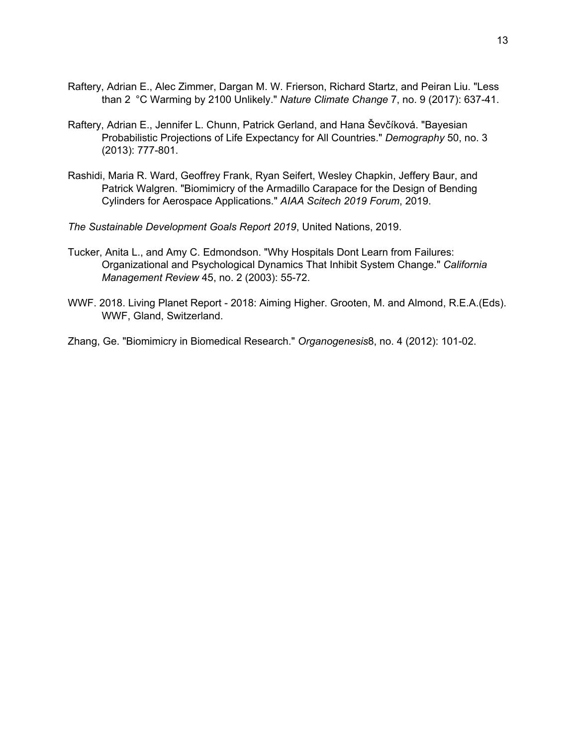Raftery, Adrian E., Alec Zimmer, Dargan M. W. Frierson, Richard Startz, and Peiran Liu. "Less than 2 °C Warming by 2100 Unlikely." *Nature Climate Change* 7, no. 9 (2017): 637-41.

Raftery, Adrian E., Jennifer L. Chunn, Patrick Gerland, and Hana Ševčíková. "Bayesian Probabilistic Projections of Life Expectancy for All Countries." *Demography* 50, no. 3 (2013): 777-801.

Rashidi, Maria R. Ward, Geoffrey Frank, Ryan Seifert, Wesley Chapkin, Jeffery Baur, and Patrick Walgren. "Biomimicry of the Armadillo Carapace for the Design of Bending Cylinders for Aerospace Applications." *AIAA Scitech 2019 Forum*, 2019.

*The Sustainable Development Goals Report 2019*, United Nations, 2019.

Tucker, Anita L., and Amy C. Edmondson. "Why Hospitals Dont Learn from Failures: Organizational and Psychological Dynamics That Inhibit System Change." *California Management Review* 45, no. 2 (2003): 55-72.

WWF. 2018. Living Planet Report - 2018: Aiming Higher. Grooten, M. and Almond, R.E.A.(Eds). WWF, Gland, Switzerland.

Zhang, Ge. "Biomimicry in Biomedical Research." *Organogenesis*8, no. 4 (2012): 101-02.